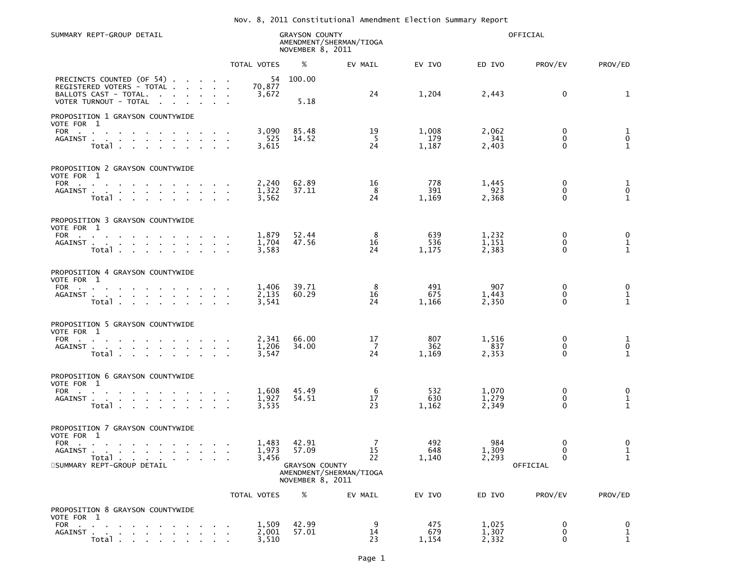# Nov. 8, 2011 Constitutional Amendment Election Summary Report

SUMMARY REPT-GROUP DETAIL

GRAYSON COUNTY
AMENDMENT/SHERMAN/TIOGA
NOVEMBER 8, 2011

OFFICIAL

| | TOTAL VOTES | % | EV MAIL | EV IVO | ED IVO | PROV/EV | PROV/ED |
|---|---|---|---|---|---|---|---|
| PRECINCTS COUNTED (OF 54) | 54 | 100.00 | | | | | |
| REGISTERED VOTERS - TOTAL | 70,877 | | | | | | |
| BALLOTS CAST - TOTAL. | 3,672 | | 24 | 1,204 | 2,443 | 0 | 1 |
| VOTER TURNOUT - TOTAL | | 5.18 | | | | | |

## PROPOSITION 1 GRAYSON COUNTYWIDE

VOTE FOR 1

| | TOTAL VOTES | % | EV MAIL | EV IVO | ED IVO | PROV/EV | PROV/ED |
|---|---|---|---|---|---|---|---|
| FOR | 3,090 | 85.48 | 19 | 1,008 | 2,062 | 0 | 1 |
| AGAINST | 525 | 14.52 | 5 | 179 | 341 | 0 | 0 |
| Total | 3,615 | | 24 | 1,187 | 2,403 | 0 | 1 |

## PROPOSITION 2 GRAYSON COUNTYWIDE

VOTE FOR 1

| | TOTAL VOTES | % | EV MAIL | EV IVO | ED IVO | PROV/EV | PROV/ED |
|---|---|---|---|---|---|---|---|
| FOR | 2,240 | 62.89 | 16 | 778 | 1,445 | 0 | 1 |
| AGAINST | 1,322 | 37.11 | 8 | 391 | 923 | 0 | 0 |
| Total | 3,562 | | 24 | 1,169 | 2,368 | 0 | 1 |

## PROPOSITION 3 GRAYSON COUNTYWIDE

VOTE FOR 1

| | TOTAL VOTES | % | EV MAIL | EV IVO | ED IVO | PROV/EV | PROV/ED |
|---|---|---|---|---|---|---|---|
| FOR | 1,879 | 52.44 | 8 | 639 | 1,232 | 0 | 0 |
| AGAINST | 1,704 | 47.56 | 16 | 536 | 1,151 | 0 | 1 |
| Total | 3,583 | | 24 | 1,175 | 2,383 | 0 | 1 |

## PROPOSITION 4 GRAYSON COUNTYWIDE

VOTE FOR 1

| | TOTAL VOTES | % | EV MAIL | EV IVO | ED IVO | PROV/EV | PROV/ED |
|---|---|---|---|---|---|---|---|
| FOR | 1,406 | 39.71 | 8 | 491 | 907 | 0 | 0 |
| AGAINST | 2,135 | 60.29 | 16 | 675 | 1,443 | 0 | 1 |
| Total | 3,541 | | 24 | 1,166 | 2,350 | 0 | 1 |

## PROPOSITION 5 GRAYSON COUNTYWIDE

VOTE FOR 1

| | TOTAL VOTES | % | EV MAIL | EV IVO | ED IVO | PROV/EV | PROV/ED |
|---|---|---|---|---|---|---|---|
| FOR | 2,341 | 66.00 | 17 | 807 | 1,516 | 0 | 1 |
| AGAINST | 1,206 | 34.00 | 7 | 362 | 837 | 0 | 0 |
| Total | 3,547 | | 24 | 1,169 | 2,353 | 0 | 1 |

## PROPOSITION 6 GRAYSON COUNTYWIDE

VOTE FOR 1

| | TOTAL VOTES | % | EV MAIL | EV IVO | ED IVO | PROV/EV | PROV/ED |
|---|---|---|---|---|---|---|---|
| FOR | 1,608 | 45.49 | 6 | 532 | 1,070 | 0 | 0 |
| AGAINST | 1,927 | 54.51 | 17 | 630 | 1,279 | 0 | 1 |
| Total | 3,535 | | 23 | 1,162 | 2,349 | 0 | 1 |

## PROPOSITION 7 GRAYSON COUNTYWIDE

VOTE FOR 1

| | TOTAL VOTES | % | EV MAIL | EV IVO | ED IVO | PROV/EV | PROV/ED |
|---|---|---|---|---|---|---|---|
| FOR | 1,483 | 42.91 | 7 | 492 | 984 | 0 | 0 |
| AGAINST | 1,973 | 57.09 | 15 | 648 | 1,309 | 0 | 1 |
| Total | 3,456 | | 22 | 1,140 | 2,293 | 0 | 1 |

SUMMARY REPT-GROUP DETAIL

GRAYSON COUNTY
AMENDMENT/SHERMAN/TIOGA
NOVEMBER 8, 2011

OFFICIAL

## PROPOSITION 8 GRAYSON COUNTYWIDE

VOTE FOR 1

| | TOTAL VOTES | % | EV MAIL | EV IVO | ED IVO | PROV/EV | PROV/ED |
|---|---|---|---|---|---|---|---|
| FOR | 1,509 | 42.99 | 9 | 475 | 1,025 | 0 | 0 |
| AGAINST | 2,001 | 57.01 | 14 | 679 | 1,307 | 0 | 1 |
| Total | 3,510 | | 23 | 1,154 | 2,332 | 0 | 1 |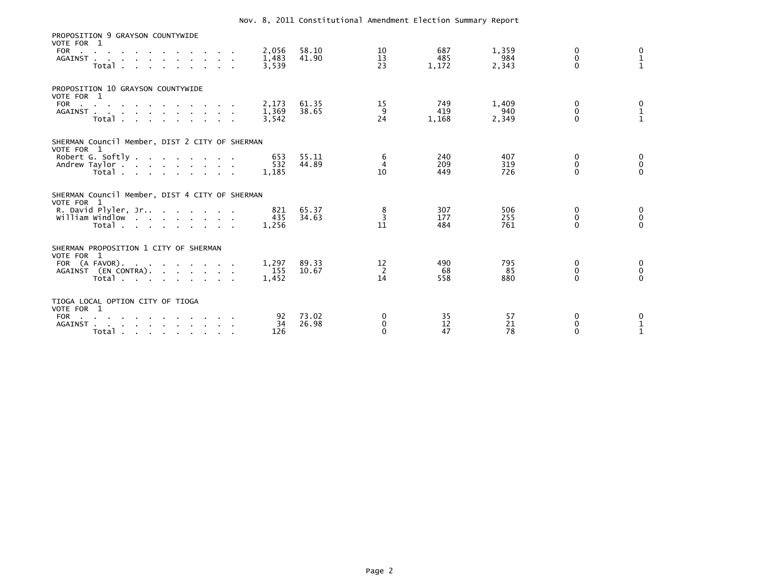Nov. 8, 2011 Constitutional Amendment Election Summary Report

PROPOSITION 9 GRAYSON COUNTYWIDE
VOTE FOR 1

| | | | | | | | |
|---|---|---|---|---|---|---|---|
| FOR | 2,056 | 58.10 | 10 | 687 | 1,359 | 0 | 0 |
| AGAINST | 1,483 | 41.90 | 13 | 485 | 984 | 0 | 1 |
| Total | 3,539 | | 23 | 1,172 | 2,343 | 0 | 1 |

PROPOSITION 10 GRAYSON COUNTYWIDE
VOTE FOR 1

| | | | | | | | |
|---|---|---|---|---|---|---|---|
| FOR | 2,173 | 61.35 | 15 | 749 | 1,409 | 0 | 0 |
| AGAINST | 1,369 | 38.65 | 9 | 419 | 940 | 0 | 1 |
| Total | 3,542 | | 24 | 1,168 | 2,349 | 0 | 1 |

SHERMAN Council Member, DIST 2 CITY OF SHERMAN
VOTE FOR 1

| | | | | | | | |
|---|---|---|---|---|---|---|---|
| Robert G. Softly | 653 | 55.11 | 6 | 240 | 407 | 0 | 0 |
| Andrew Taylor | 532 | 44.89 | 4 | 209 | 319 | 0 | 0 |
| Total | 1,185 | | 10 | 449 | 726 | 0 | 0 |

SHERMAN Council Member, DIST 4 CITY OF SHERMAN
VOTE FOR 1

| | | | | | | | |
|---|---|---|---|---|---|---|---|
| R. David Plyler, Jr. | 821 | 65.37 | 8 | 307 | 506 | 0 | 0 |
| William Windlow | 435 | 34.63 | 3 | 177 | 255 | 0 | 0 |
| Total | 1,256 | | 11 | 484 | 761 | 0 | 0 |

SHERMAN PROPOSITION 1 CITY OF SHERMAN
VOTE FOR 1

| | | | | | | | |
|---|---|---|---|---|---|---|---|
| FOR (A FAVOR). | 1,297 | 89.33 | 12 | 490 | 795 | 0 | 0 |
| AGAINST (EN CONTRA). | 155 | 10.67 | 2 | 68 | 85 | 0 | 0 |
| Total | 1,452 | | 14 | 558 | 880 | 0 | 0 |

TIOGA LOCAL OPTION CITY OF TIOGA
VOTE FOR 1

| | | | | | | | |
|---|---|---|---|---|---|---|---|
| FOR | 92 | 73.02 | 0 | 35 | 57 | 0 | 0 |
| AGAINST | 34 | 26.98 | 0 | 12 | 21 | 0 | 1 |
| Total | 126 | | 0 | 47 | 78 | 0 | 1 |